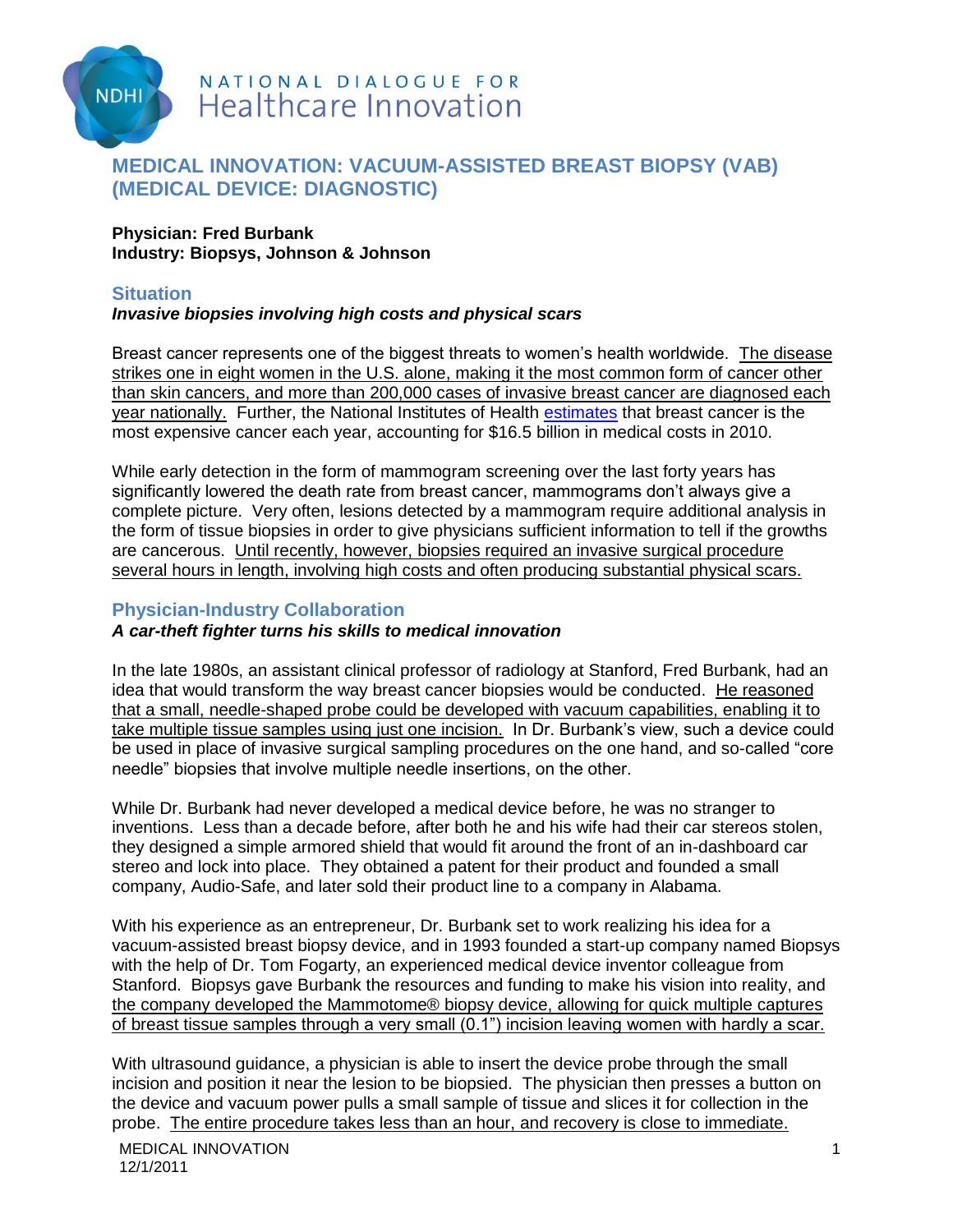NATIONAL DIALOGUE FOR Healthcare Innovation

# MEDICAL INNOVATION: VACUUM-ASSISTED BREAST BIOPSY (VAB) (MEDICAL DEVICE: DIAGNOSTIC)

**Physician: Fred Burbank**
**Industry: Biopsys, Johnson & Johnson**

## Situation

***Invasive biopsies involving high costs and physical scars***

Breast cancer represents one of the biggest threats to women's health worldwide. The disease strikes one in eight women in the U.S. alone, making it the most common form of cancer other than skin cancers, and more than 200,000 cases of invasive breast cancer are diagnosed each year nationally. Further, the National Institutes of Health estimates that breast cancer is the most expensive cancer each year, accounting for $16.5 billion in medical costs in 2010.

While early detection in the form of mammogram screening over the last forty years has significantly lowered the death rate from breast cancer, mammograms don't always give a complete picture. Very often, lesions detected by a mammogram require additional analysis in the form of tissue biopsies in order to give physicians sufficient information to tell if the growths are cancerous. Until recently, however, biopsies required an invasive surgical procedure several hours in length, involving high costs and often producing substantial physical scars.

## Physician-Industry Collaboration

***A car-theft fighter turns his skills to medical innovation***

In the late 1980s, an assistant clinical professor of radiology at Stanford, Fred Burbank, had an idea that would transform the way breast cancer biopsies would be conducted. He reasoned that a small, needle-shaped probe could be developed with vacuum capabilities, enabling it to take multiple tissue samples using just one incision. In Dr. Burbank's view, such a device could be used in place of invasive surgical sampling procedures on the one hand, and so-called "core needle" biopsies that involve multiple needle insertions, on the other.

While Dr. Burbank had never developed a medical device before, he was no stranger to inventions. Less than a decade before, after both he and his wife had their car stereos stolen, they designed a simple armored shield that would fit around the front of an in-dashboard car stereo and lock into place. They obtained a patent for their product and founded a small company, Audio-Safe, and later sold their product line to a company in Alabama.

With his experience as an entrepreneur, Dr. Burbank set to work realizing his idea for a vacuum-assisted breast biopsy device, and in 1993 founded a start-up company named Biopsys with the help of Dr. Tom Fogarty, an experienced medical device inventor colleague from Stanford. Biopsys gave Burbank the resources and funding to make his vision into reality, and the company developed the Mammotome® biopsy device, allowing for quick multiple captures of breast tissue samples through a very small (0.1") incision leaving women with hardly a scar.

With ultrasound guidance, a physician is able to insert the device probe through the small incision and position it near the lesion to be biopsied. The physician then presses a button on the device and vacuum power pulls a small sample of tissue and slices it for collection in the probe. The entire procedure takes less than an hour, and recovery is close to immediate.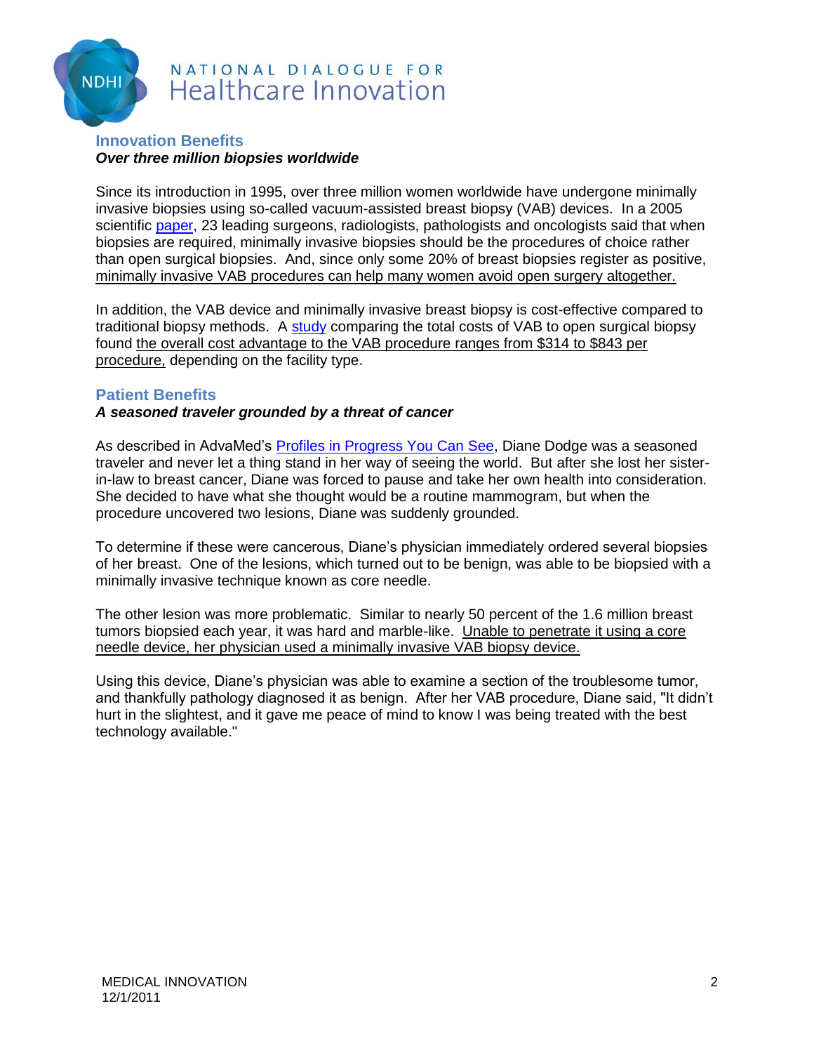NATIONAL DIALOGUE FOR Healthcare Innovation

## Innovation Benefits

***Over three million biopsies worldwide***

Since its introduction in 1995, over three million women worldwide have undergone minimally invasive biopsies using so-called vacuum-assisted breast biopsy (VAB) devices. In a 2005 scientific paper, 23 leading surgeons, radiologists, pathologists and oncologists said that when biopsies are required, minimally invasive biopsies should be the procedures of choice rather than open surgical biopsies. And, since only some 20% of breast biopsies register as positive, minimally invasive VAB procedures can help many women avoid open surgery altogether.

In addition, the VAB device and minimally invasive breast biopsy is cost-effective compared to traditional biopsy methods. A study comparing the total costs of VAB to open surgical biopsy found the overall cost advantage to the VAB procedure ranges from $314 to $843 per procedure, depending on the facility type.

## Patient Benefits

***A seasoned traveler grounded by a threat of cancer***

As described in AdvaMed's Profiles in Progress You Can See, Diane Dodge was a seasoned traveler and never let a thing stand in her way of seeing the world. But after she lost her sister-in-law to breast cancer, Diane was forced to pause and take her own health into consideration. She decided to have what she thought would be a routine mammogram, but when the procedure uncovered two lesions, Diane was suddenly grounded.

To determine if these were cancerous, Diane's physician immediately ordered several biopsies of her breast. One of the lesions, which turned out to be benign, was able to be biopsied with a minimally invasive technique known as core needle.

The other lesion was more problematic. Similar to nearly 50 percent of the 1.6 million breast tumors biopsied each year, it was hard and marble-like. Unable to penetrate it using a core needle device, her physician used a minimally invasive VAB biopsy device.

Using this device, Diane's physician was able to examine a section of the troublesome tumor, and thankfully pathology diagnosed it as benign. After her VAB procedure, Diane said, "It didn't hurt in the slightest, and it gave me peace of mind to know I was being treated with the best technology available."